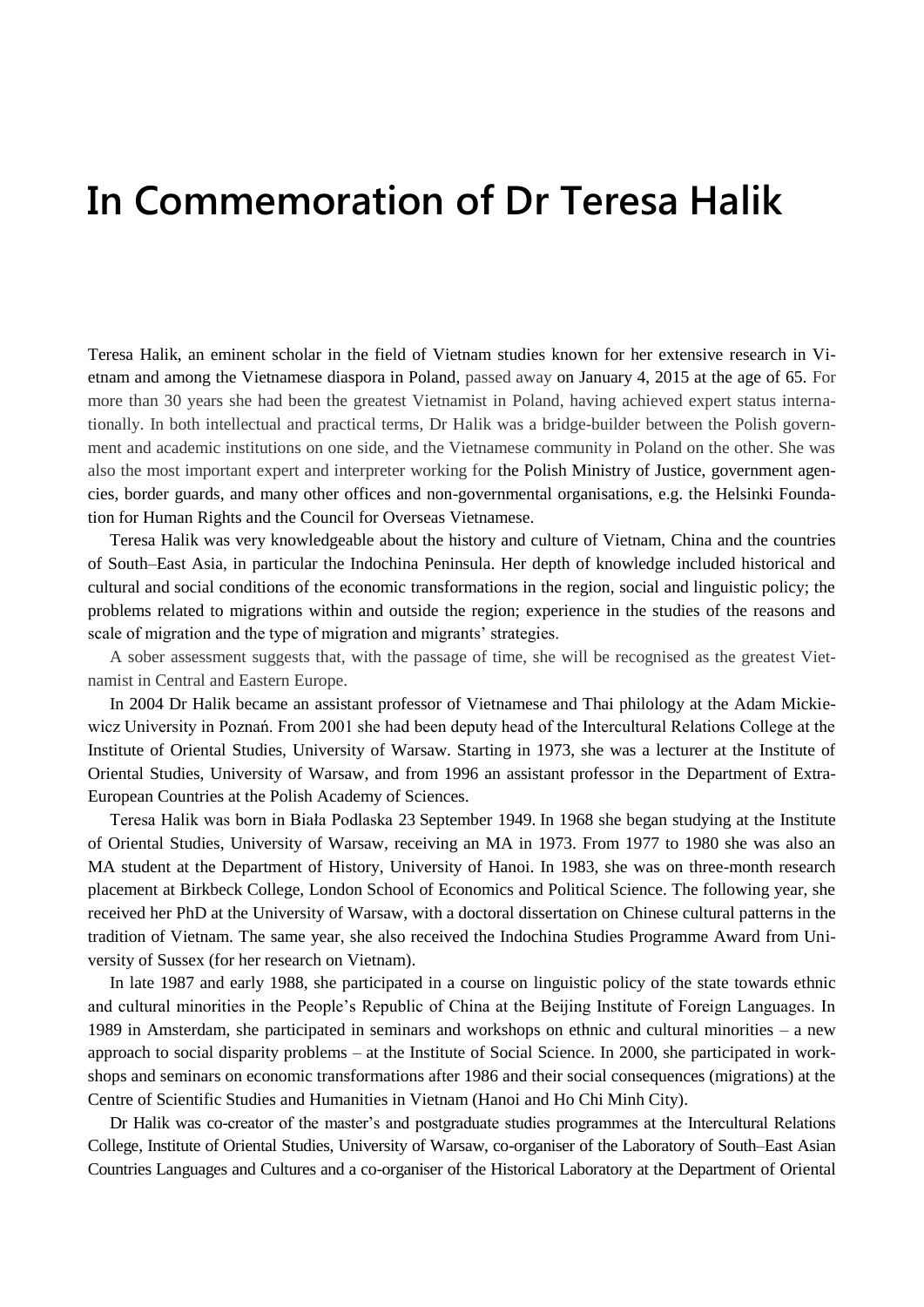# In Commemoration of Dr Teresa Halik

Teresa Halik, an eminent scholar in the field of Vietnam studies known for her extensive research in Vietnam and among the Vietnamese diaspora in Poland, passed away on January 4, 2015 at the age of 65. For more than 30 years she had been the greatest Vietnamist in Poland, having achieved expert status internationally. In both intellectual and practical terms, Dr Halik was a bridge-builder between the Polish government and academic institutions on one side, and the Vietnamese community in Poland on the other. She was also the most important expert and interpreter working for the Polish Ministry of Justice, government agencies, border guards, and many other offices and non-governmental organisations, e.g. the Helsinki Foundation for Human Rights and the Council for Overseas Vietnamese.

Teresa Halik was very knowledgeable about the history and culture of Vietnam, China and the countries of South–East Asia, in particular the Indochina Peninsula. Her depth of knowledge included historical and cultural and social conditions of the economic transformations in the region, social and linguistic policy; the problems related to migrations within and outside the region; experience in the studies of the reasons and scale of migration and the type of migration and migrants' strategies.

A sober assessment suggests that, with the passage of time, she will be recognised as the greatest Vietnamist in Central and Eastern Europe.

In 2004 Dr Halik became an assistant professor of Vietnamese and Thai philology at the Adam Mickiewicz University in Poznań. From 2001 she had been deputy head of the Intercultural Relations College at the Institute of Oriental Studies, University of Warsaw. Starting in 1973, she was a lecturer at the Institute of Oriental Studies, University of Warsaw, and from 1996 an assistant professor in the Department of Extra-European Countries at the Polish Academy of Sciences.

Teresa Halik was born in Biała Podlaska 23 September 1949. In 1968 she began studying at the Institute of Oriental Studies, University of Warsaw, receiving an MA in 1973. From 1977 to 1980 she was also an MA student at the Department of History, University of Hanoi. In 1983, she was on three-month research placement at Birkbeck College, London School of Economics and Political Science. The following year, she received her PhD at the University of Warsaw, with a doctoral dissertation on Chinese cultural patterns in the tradition of Vietnam. The same year, she also received the Indochina Studies Programme Award from University of Sussex (for her research on Vietnam).

In late 1987 and early 1988, she participated in a course on linguistic policy of the state towards ethnic and cultural minorities in the People's Republic of China at the Beijing Institute of Foreign Languages. In 1989 in Amsterdam, she participated in seminars and workshops on ethnic and cultural minorities – a new approach to social disparity problems – at the Institute of Social Science. In 2000, she participated in workshops and seminars on economic transformations after 1986 and their social consequences (migrations) at the Centre of Scientific Studies and Humanities in Vietnam (Hanoi and Ho Chi Minh City).

Dr Halik was co-creator of the master's and postgraduate studies programmes at the Intercultural Relations College, Institute of Oriental Studies, University of Warsaw, co-organiser of the Laboratory of South–East Asian Countries Languages and Cultures and a co-organiser of the Historical Laboratory at the Department of Oriental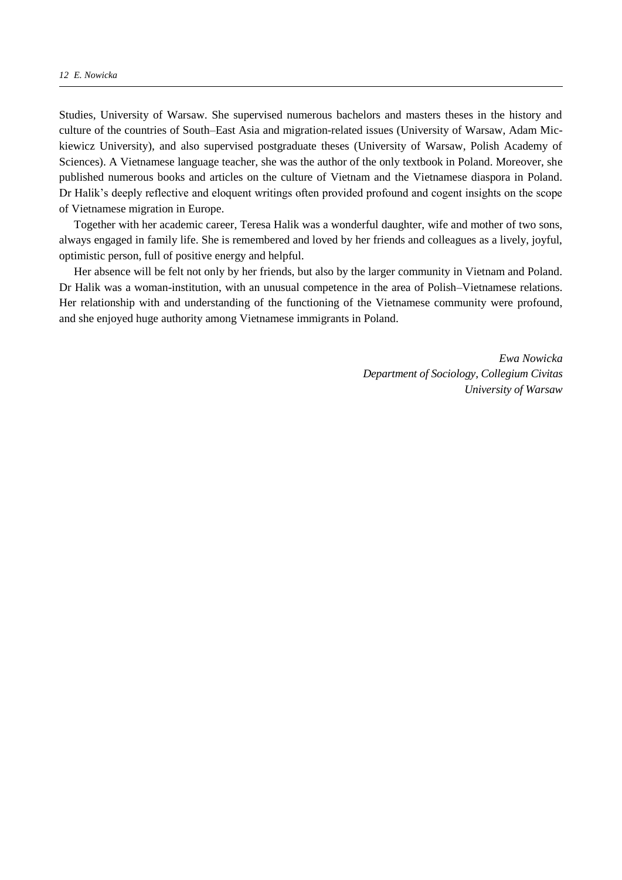Studies, University of Warsaw. She supervised numerous bachelors and masters theses in the history and culture of the countries of South–East Asia and migration-related issues (University of Warsaw, Adam Mickiewicz University), and also supervised postgraduate theses (University of Warsaw, Polish Academy of Sciences). A Vietnamese language teacher, she was the author of the only textbook in Poland. Moreover, she published numerous books and articles on the culture of Vietnam and the Vietnamese diaspora in Poland. Dr Halik's deeply reflective and eloquent writings often provided profound and cogent insights on the scope of Vietnamese migration in Europe.

Together with her academic career, Teresa Halik was a wonderful daughter, wife and mother of two sons, always engaged in family life. She is remembered and loved by her friends and colleagues as a lively, joyful, optimistic person, full of positive energy and helpful.

Her absence will be felt not only by her friends, but also by the larger community in Vietnam and Poland. Dr Halik was a woman-institution, with an unusual competence in the area of Polish–Vietnamese relations. Her relationship with and understanding of the functioning of the Vietnamese community were profound, and she enjoyed huge authority among Vietnamese immigrants in Poland.

*Ewa Nowicka*
*Department of Sociology, Collegium Civitas*
*University of Warsaw*